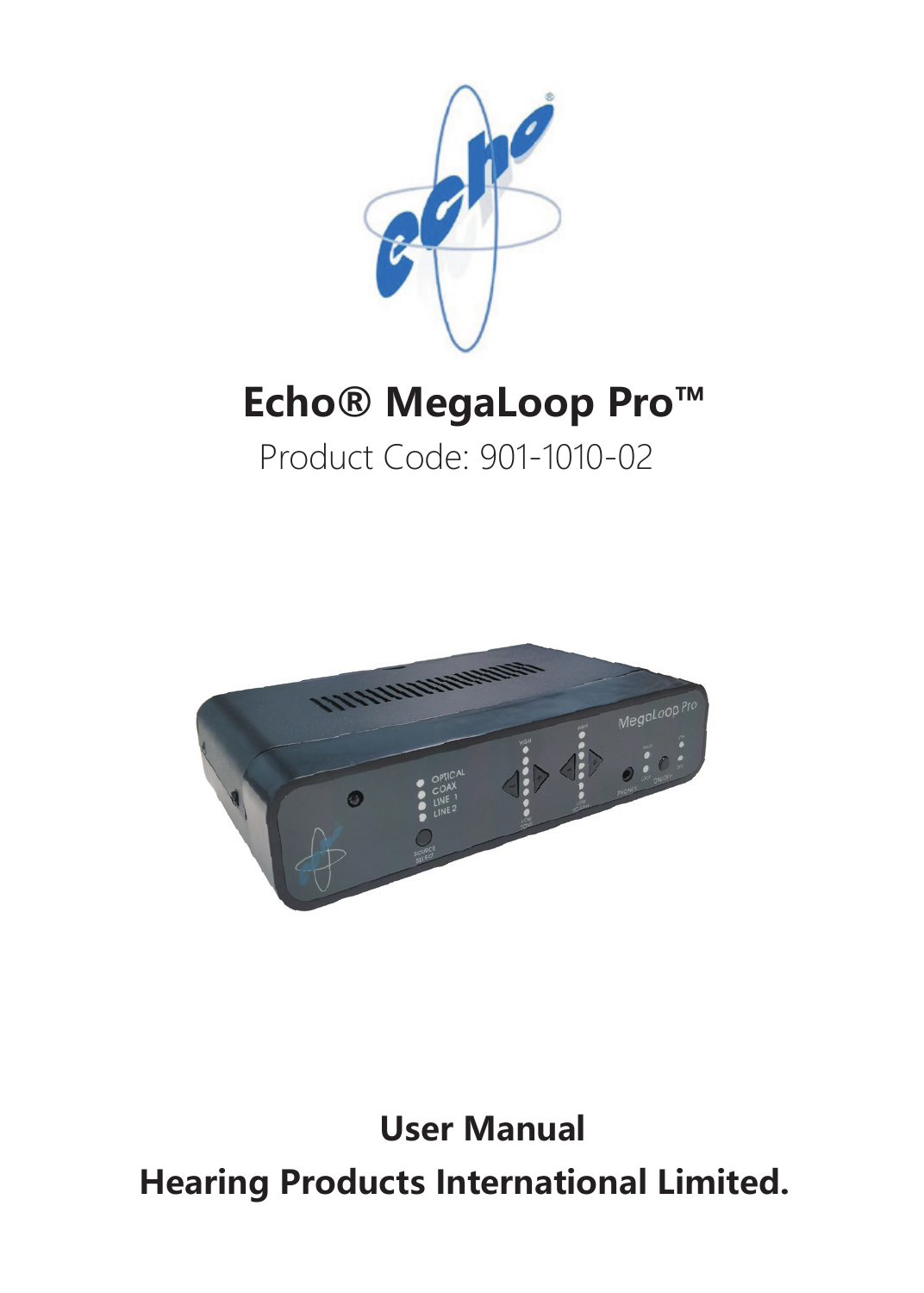# Echo® MegaLoop Pro™

Product Code: 901-1010-02

## User Manual

## Hearing Products International Limited.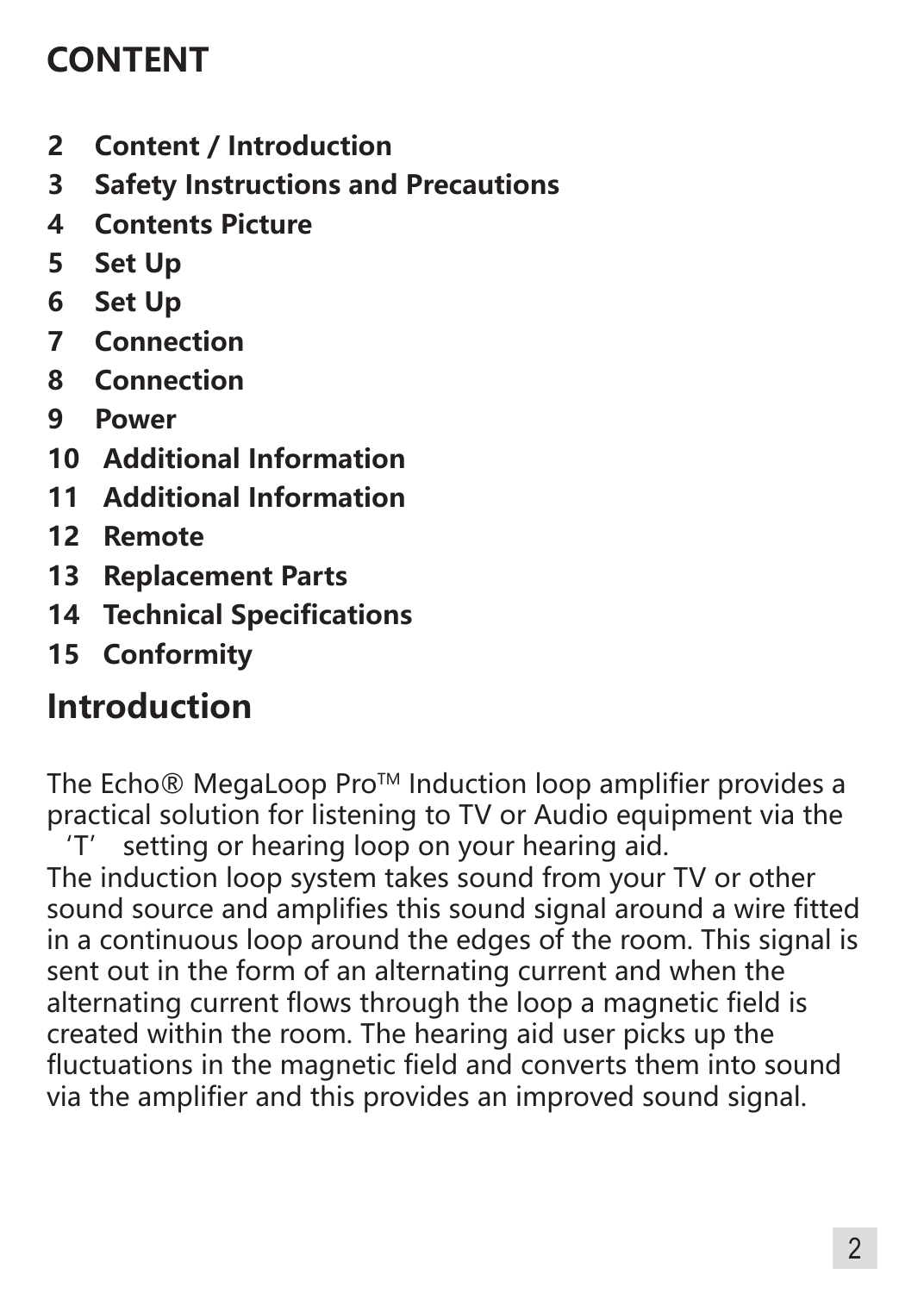## CONTENT

**2 Content / Introduction**
**3 Safety Instructions and Precautions**
**4 Contents Picture**
**5 Set Up**
**6 Set Up**
**7 Connection**
**8 Connection**
**9 Power**
**10 Additional Information**
**11 Additional Information**
**12 Remote**
**13 Replacement Parts**
**14 Technical Specifications**
**15 Conformity**

## Introduction

The Echo® MegaLoop Pro™ Induction loop amplifier provides a practical solution for listening to TV or Audio equipment via the 'T' setting or hearing loop on your hearing aid.
The induction loop system takes sound from your TV or other sound source and amplifies this sound signal around a wire fitted in a continuous loop around the edges of the room. This signal is sent out in the form of an alternating current and when the alternating current flows through the loop a magnetic field is created within the room. The hearing aid user picks up the fluctuations in the magnetic field and converts them into sound via the amplifier and this provides an improved sound signal.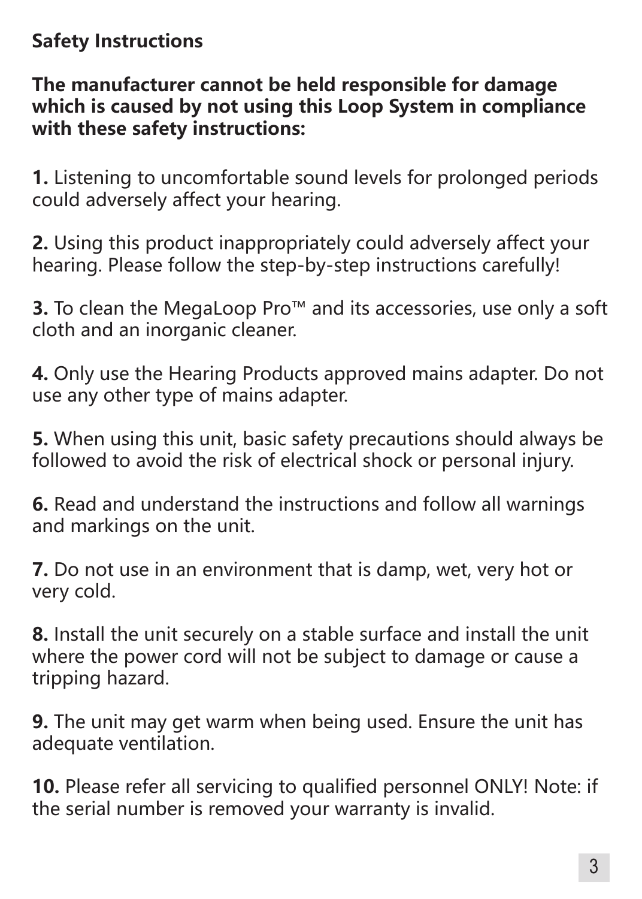## Safety Instructions

**The manufacturer cannot be held responsible for damage which is caused by not using this Loop System in compliance with these safety instructions:**

**1.** Listening to uncomfortable sound levels for prolonged periods could adversely affect your hearing.

**2.** Using this product inappropriately could adversely affect your hearing. Please follow the step-by-step instructions carefully!

**3.** To clean the MegaLoop Pro™ and its accessories, use only a soft cloth and an inorganic cleaner.

**4.** Only use the Hearing Products approved mains adapter. Do not use any other type of mains adapter.

**5.** When using this unit, basic safety precautions should always be followed to avoid the risk of electrical shock or personal injury.

**6.** Read and understand the instructions and follow all warnings and markings on the unit.

**7.** Do not use in an environment that is damp, wet, very hot or very cold.

**8.** Install the unit securely on a stable surface and install the unit where the power cord will not be subject to damage or cause a tripping hazard.

**9.** The unit may get warm when being used. Ensure the unit has adequate ventilation.

**10.** Please refer all servicing to qualified personnel ONLY! Note: if the serial number is removed your warranty is invalid.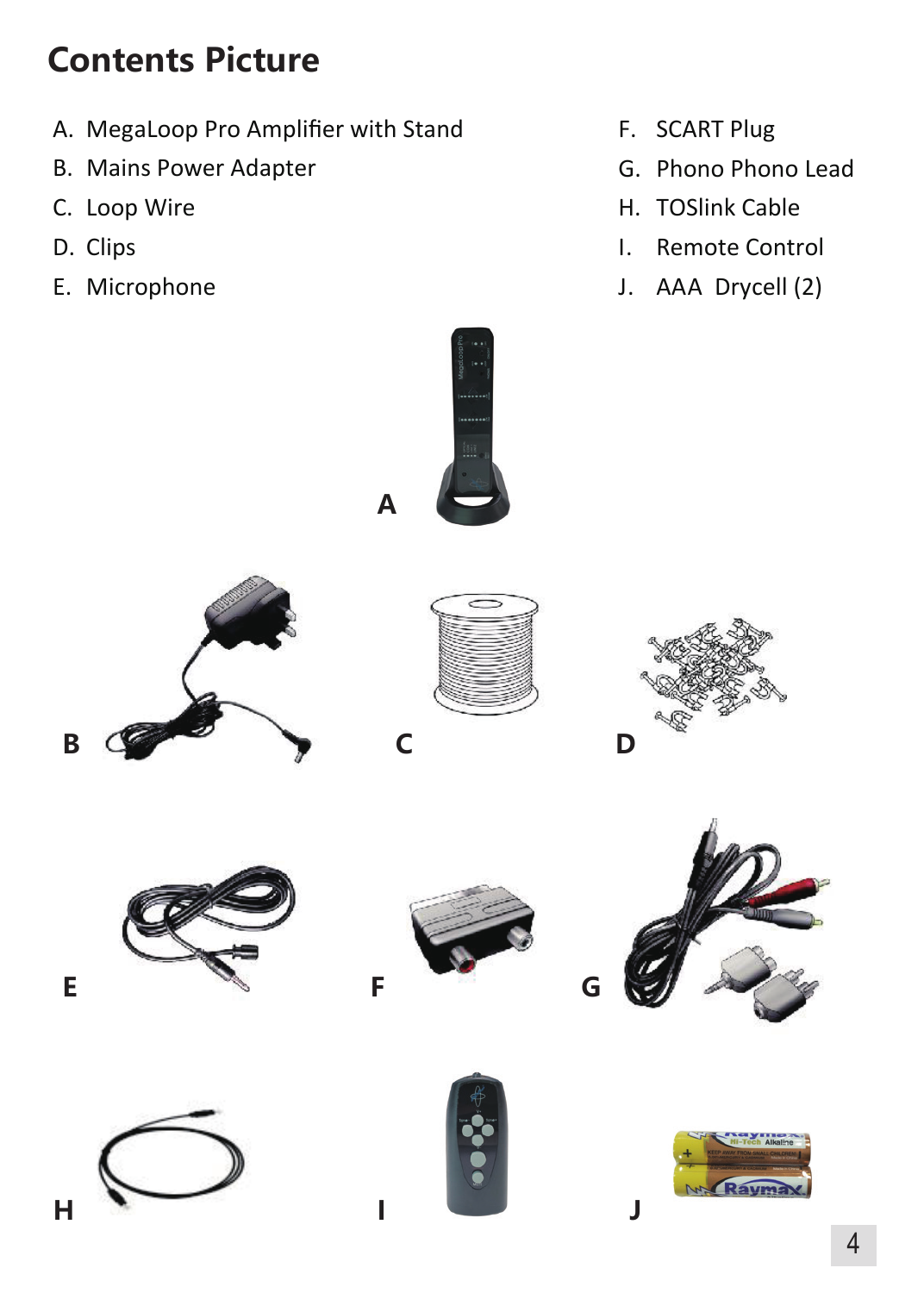# Contents Picture

A. MegaLoop Pro Amplifier with Stand
B. Mains Power Adapter
C. Loop Wire
D. Clips
E. Microphone
F. SCART Plug
G. Phono Phono Lead
H. TOSlink Cable
I. Remote Control
J. AAA Drycell (2)

A

B C D

E F G

H I J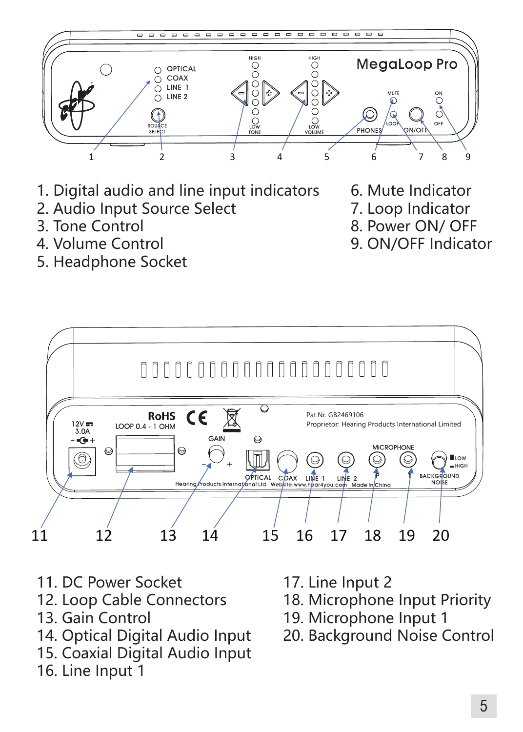1. Digital audio and line input indicators
2. Audio Input Source Select
3. Tone Control
4. Volume Control
5. Headphone Socket
6. Mute Indicator
7. Loop Indicator
8. Power ON/ OFF
9. ON/OFF Indicator

11. DC Power Socket
12. Loop Cable Connectors
13. Gain Control
14. Optical Digital Audio Input
15. Coaxial Digital Audio Input
16. Line Input 1
17. Line Input 2
18. Microphone Input Priority
19. Microphone Input 1
20. Background Noise Control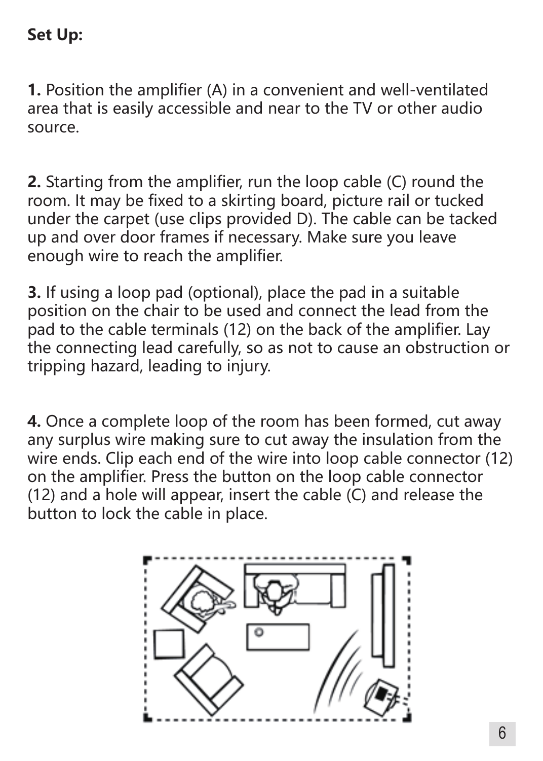**Set Up:**

**1.** Position the amplifier (A) in a convenient and well-ventilated area that is easily accessible and near to the TV or other audio source.

**2.** Starting from the amplifier, run the loop cable (C) round the room. It may be fixed to a skirting board, picture rail or tucked under the carpet (use clips provided D). The cable can be tacked up and over door frames if necessary. Make sure you leave enough wire to reach the amplifier.

**3.** If using a loop pad (optional), place the pad in a suitable position on the chair to be used and connect the lead from the pad to the cable terminals (12) on the back of the amplifier. Lay the connecting lead carefully, so as not to cause an obstruction or tripping hazard, leading to injury.

**4.** Once a complete loop of the room has been formed, cut away any surplus wire making sure to cut away the insulation from the wire ends. Clip each end of the wire into loop cable connector (12) on the amplifier. Press the button on the loop cable connector (12) and a hole will appear, insert the cable (C) and release the button to lock the cable in place.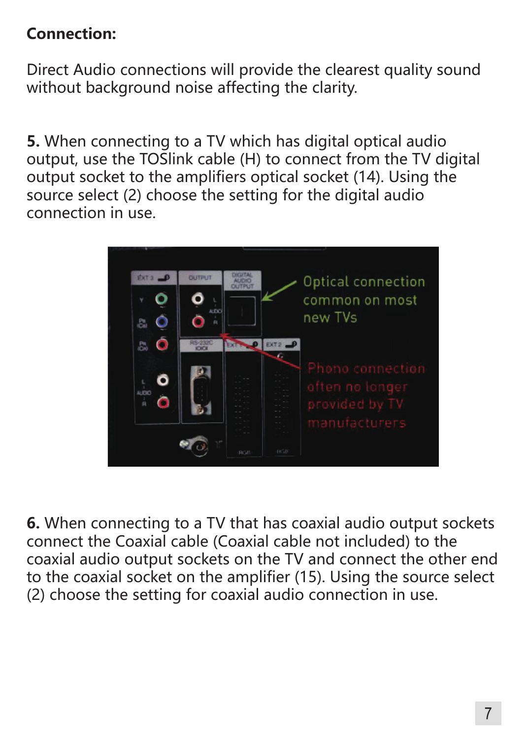**Connection:**

Direct Audio connections will provide the clearest quality sound without background noise affecting the clarity.

**5.** When connecting to a TV which has digital optical audio output, use the TOSlink cable (H) to connect from the TV digital output socket to the amplifiers optical socket (14). Using the source select (2) choose the setting for the digital audio connection in use.

**6.** When connecting to a TV that has coaxial audio output sockets connect the Coaxial cable (Coaxial cable not included) to the coaxial audio output sockets on the TV and connect the other end to the coaxial socket on the amplifier (15). Using the source select (2) choose the setting for coaxial audio connection in use.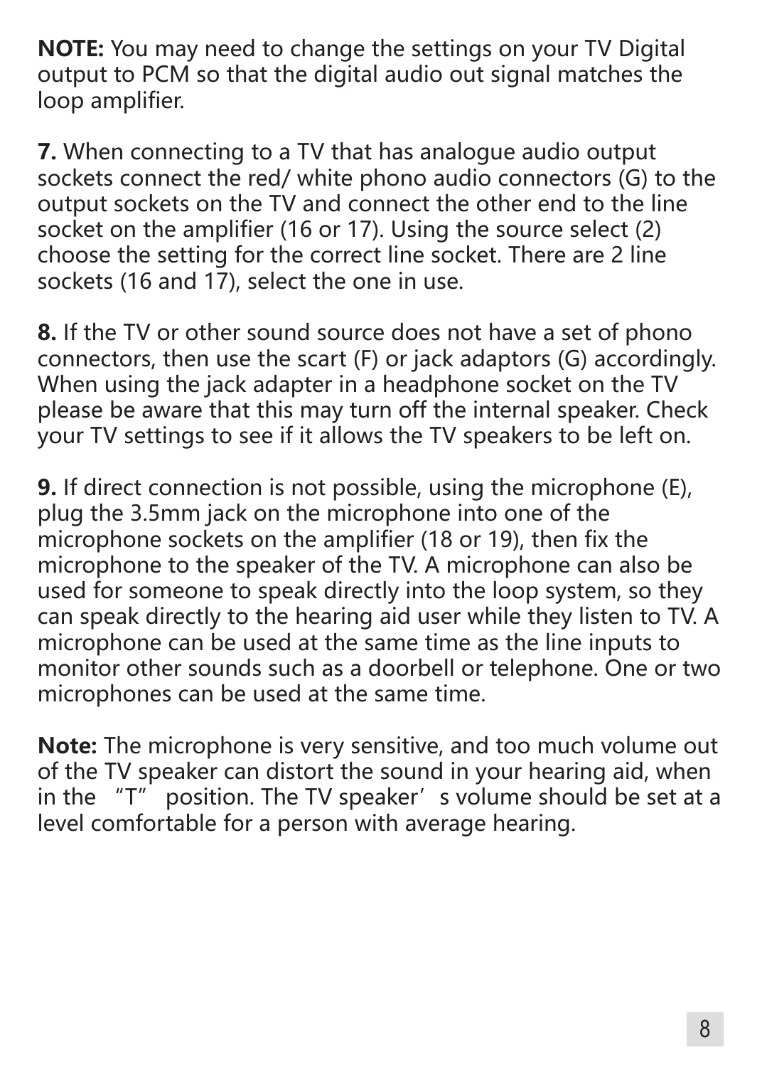**NOTE:** You may need to change the settings on your TV Digital output to PCM so that the digital audio out signal matches the loop amplifier.

**7.** When connecting to a TV that has analogue audio output sockets connect the red/ white phono audio connectors (G) to the output sockets on the TV and connect the other end to the line socket on the amplifier (16 or 17). Using the source select (2) choose the setting for the correct line socket. There are 2 line sockets (16 and 17), select the one in use.

**8.** If the TV or other sound source does not have a set of phono connectors, then use the scart (F) or jack adaptors (G) accordingly. When using the jack adapter in a headphone socket on the TV please be aware that this may turn off the internal speaker. Check your TV settings to see if it allows the TV speakers to be left on.

**9.** If direct connection is not possible, using the microphone (E), plug the 3.5mm jack on the microphone into one of the microphone sockets on the amplifier (18 or 19), then fix the microphone to the speaker of the TV. A microphone can also be used for someone to speak directly into the loop system, so they can speak directly to the hearing aid user while they listen to TV. A microphone can be used at the same time as the line inputs to monitor other sounds such as a doorbell or telephone. One or two microphones can be used at the same time.

**Note:** The microphone is very sensitive, and too much volume out of the TV speaker can distort the sound in your hearing aid, when in the “T” position. The TV speaker’s volume should be set at a level comfortable for a person with average hearing.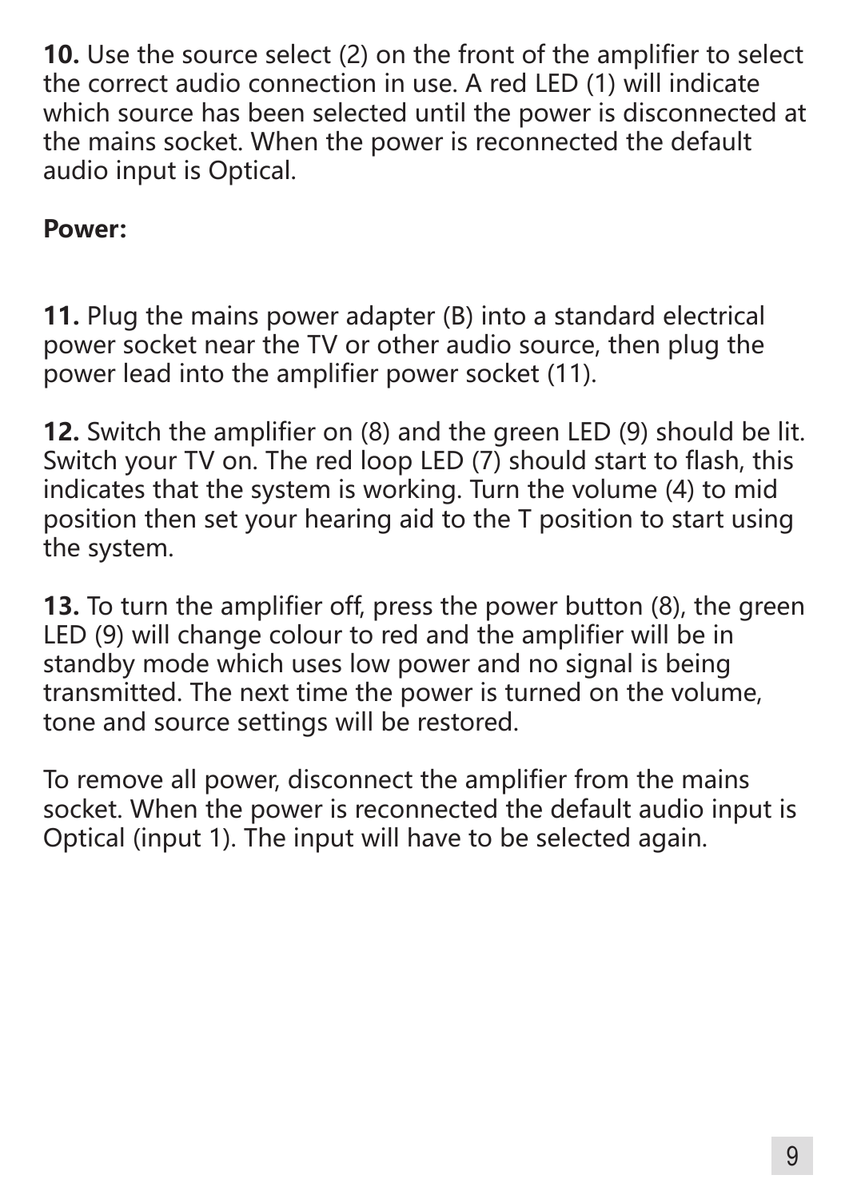**10.** Use the source select (2) on the front of the amplifier to select the correct audio connection in use. A red LED (1) will indicate which source has been selected until the power is disconnected at the mains socket. When the power is reconnected the default audio input is Optical.

**Power:**

**11.** Plug the mains power adapter (B) into a standard electrical power socket near the TV or other audio source, then plug the power lead into the amplifier power socket (11).

**12.** Switch the amplifier on (8) and the green LED (9) should be lit. Switch your TV on. The red loop LED (7) should start to flash, this indicates that the system is working. Turn the volume (4) to mid position then set your hearing aid to the T position to start using the system.

**13.** To turn the amplifier off, press the power button (8), the green LED (9) will change colour to red and the amplifier will be in standby mode which uses low power and no signal is being transmitted. The next time the power is turned on the volume, tone and source settings will be restored.

To remove all power, disconnect the amplifier from the mains socket. When the power is reconnected the default audio input is Optical (input 1). The input will have to be selected again.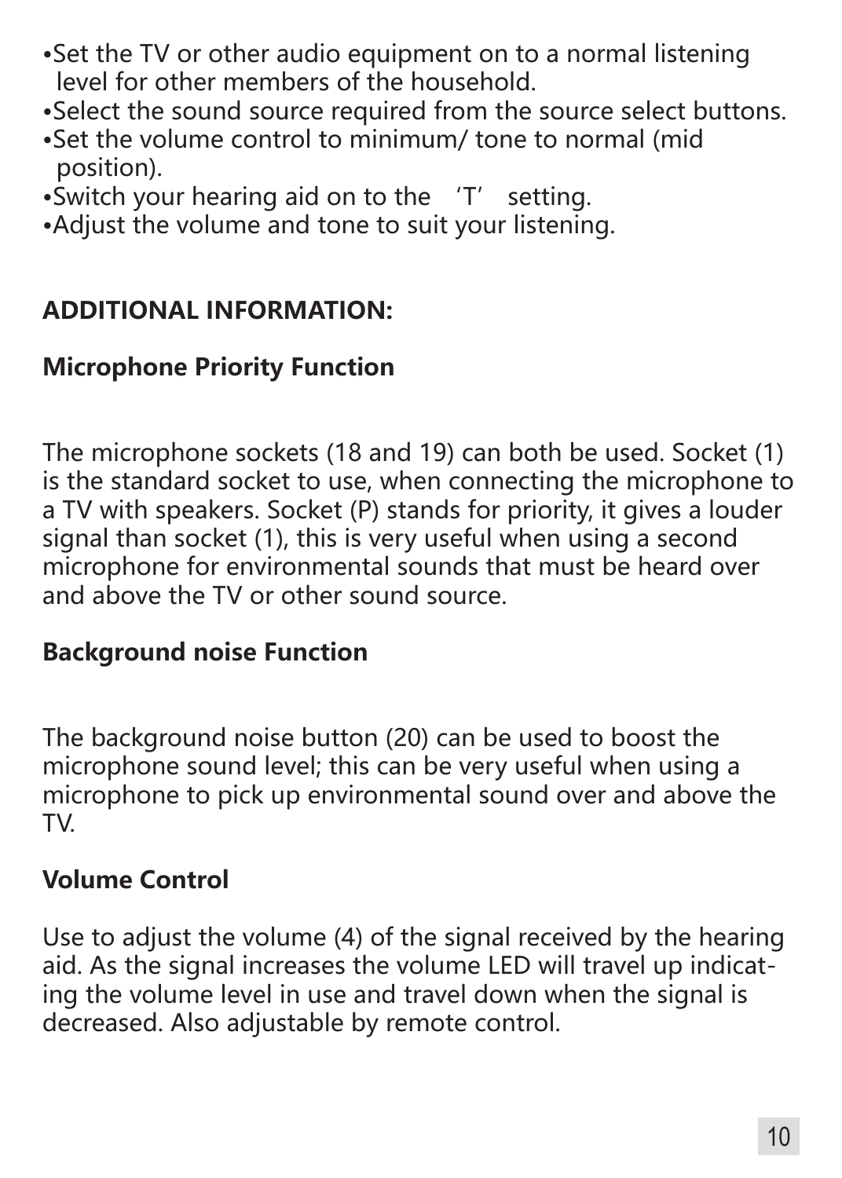- Set the TV or other audio equipment on to a normal listening level for other members of the household.
- Select the sound source required from the source select buttons.
- Set the volume control to minimum/ tone to normal (mid position).
- Switch your hearing aid on to the 'T' setting.
- Adjust the volume and tone to suit your listening.

## ADDITIONAL INFORMATION:

### Microphone Priority Function

The microphone sockets (18 and 19) can both be used. Socket (1) is the standard socket to use, when connecting the microphone to a TV with speakers. Socket (P) stands for priority, it gives a louder signal than socket (1), this is very useful when using a second microphone for environmental sounds that must be heard over and above the TV or other sound source.

### Background noise Function

The background noise button (20) can be used to boost the microphone sound level; this can be very useful when using a microphone to pick up environmental sound over and above the TV.

### Volume Control

Use to adjust the volume (4) of the signal received by the hearing aid. As the signal increases the volume LED will travel up indicating the volume level in use and travel down when the signal is decreased. Also adjustable by remote control.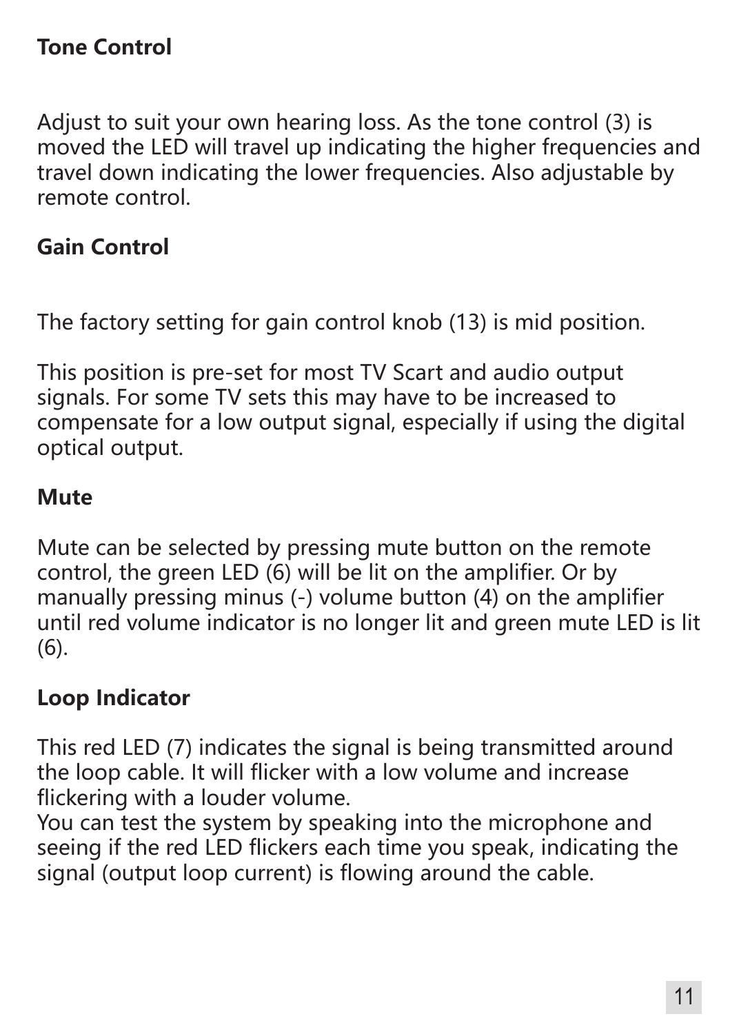## Tone Control

Adjust to suit your own hearing loss. As the tone control (3) is moved the LED will travel up indicating the higher frequencies and travel down indicating the lower frequencies. Also adjustable by remote control.

## Gain Control

The factory setting for gain control knob (13) is mid position.

This position is pre-set for most TV Scart and audio output signals. For some TV sets this may have to be increased to compensate for a low output signal, especially if using the digital optical output.

## Mute

Mute can be selected by pressing mute button on the remote control, the green LED (6) will be lit on the amplifier. Or by manually pressing minus (-) volume button (4) on the amplifier until red volume indicator is no longer lit and green mute LED is lit (6).

## Loop Indicator

This red LED (7) indicates the signal is being transmitted around the loop cable. It will flicker with a low volume and increase flickering with a louder volume.
You can test the system by speaking into the microphone and seeing if the red LED flickers each time you speak, indicating the signal (output loop current) is flowing around the cable.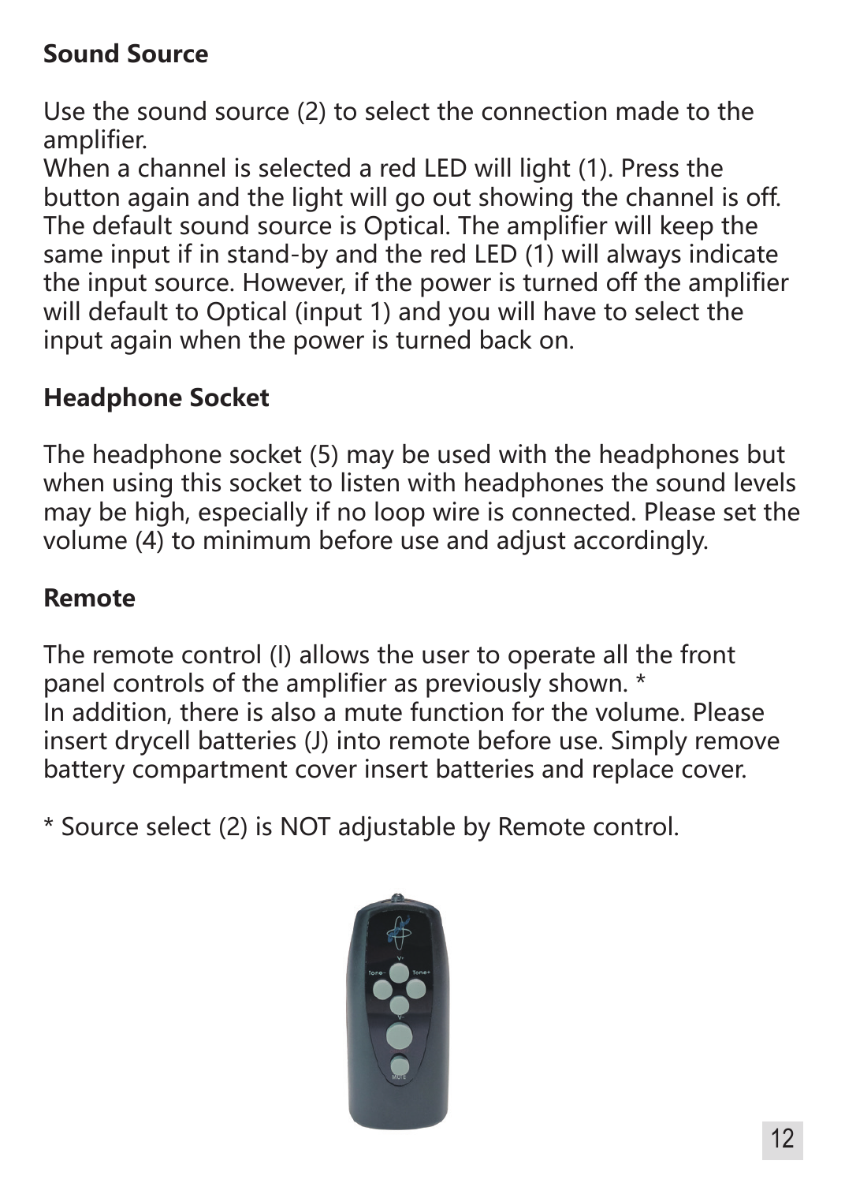## Sound Source

Use the sound source (2) to select the connection made to the amplifier.
When a channel is selected a red LED will light (1). Press the button again and the light will go out showing the channel is off. The default sound source is Optical. The amplifier will keep the same input if in stand-by and the red LED (1) will always indicate the input source. However, if the power is turned off the amplifier will default to Optical (input 1) and you will have to select the input again when the power is turned back on.

## Headphone Socket

The headphone socket (5) may be used with the headphones but when using this socket to listen with headphones the sound levels may be high, especially if no loop wire is connected. Please set the volume (4) to minimum before use and adjust accordingly.

## Remote

The remote control (I) allows the user to operate all the front panel controls of the amplifier as previously shown. *
In addition, there is also a mute function for the volume. Please insert drycell batteries (J) into remote before use. Simply remove battery compartment cover insert batteries and replace cover.

* Source select (2) is NOT adjustable by Remote control.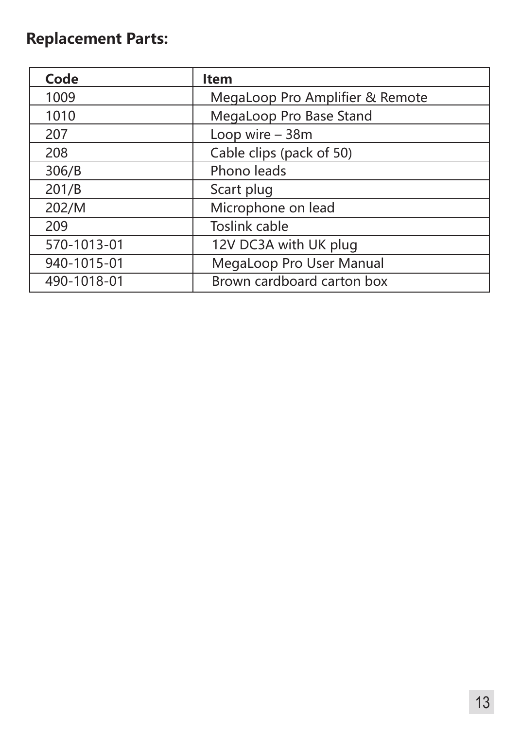## Replacement Parts:

| Code | Item |
| --- | --- |
| 1009 | MegaLoop Pro Amplifier & Remote |
| 1010 | MegaLoop Pro Base Stand |
| 207 | Loop wire – 38m |
| 208 | Cable clips (pack of 50) |
| 306/B | Phono leads |
| 201/B | Scart plug |
| 202/M | Microphone on lead |
| 209 | Toslink cable |
| 570-1013-01 | 12V DC3A with UK plug |
| 940-1015-01 | MegaLoop Pro User Manual |
| 490-1018-01 | Brown cardboard carton box |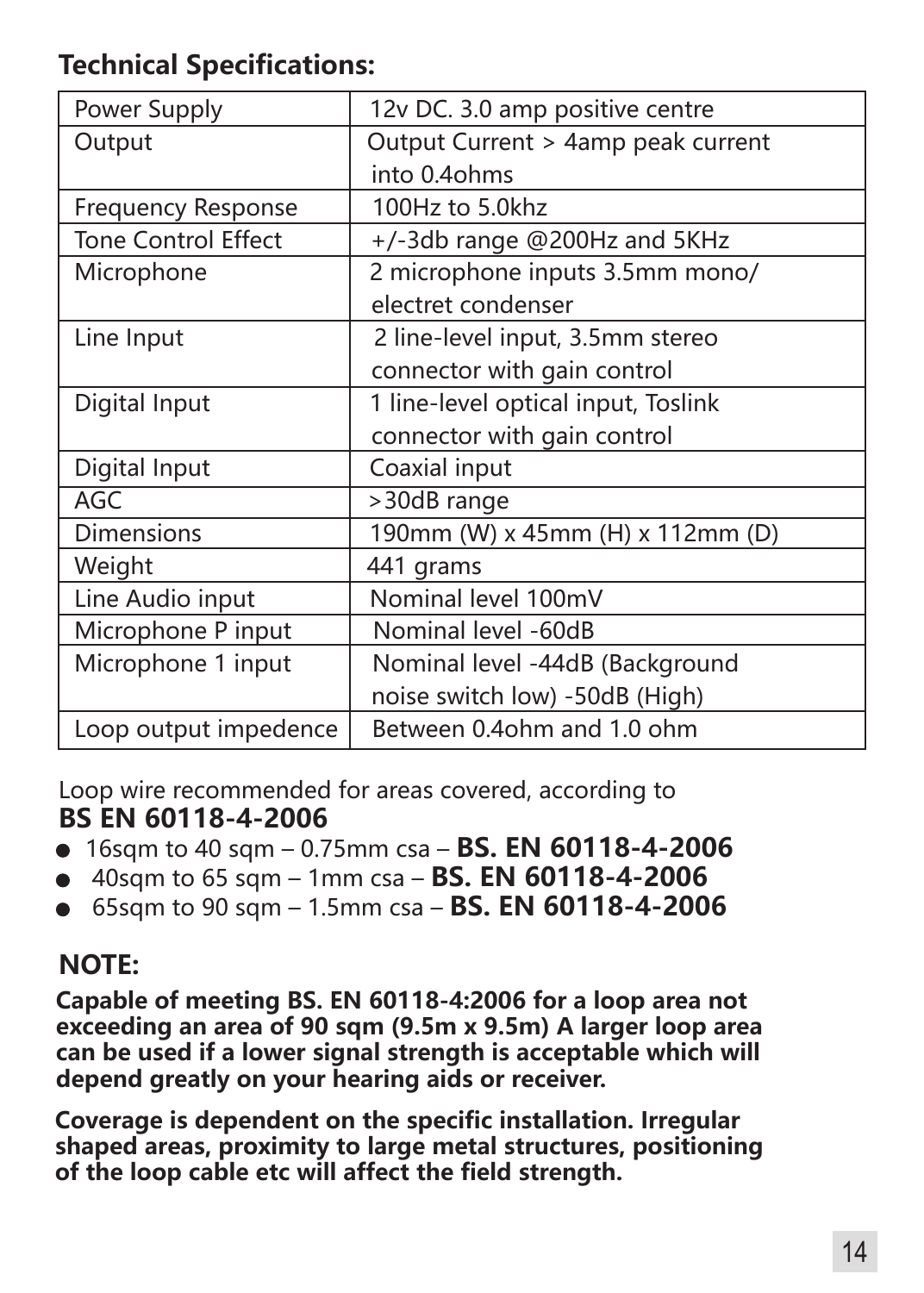## Technical Specifications:

| Power Supply | 12v DC. 3.0 amp positive centre |
|---|---|
| Output | Output Current > 4amp peak current into 0.4ohms |
| Frequency Response | 100Hz to 5.0khz |
| Tone Control Effect | +/-3db range @200Hz and 5KHz |
| Microphone | 2 microphone inputs 3.5mm mono/ electret condenser |
| Line Input | 2 line-level input, 3.5mm stereo connector with gain control |
| Digital Input | 1 line-level optical input, Toslink connector with gain control |
| Digital Input | Coaxial input |
| AGC | >30dB range |
| Dimensions | 190mm (W) x 45mm (H) x 112mm (D) |
| Weight | 441 grams |
| Line Audio input | Nominal level 100mV |
| Microphone P input | Nominal level -60dB |
| Microphone 1 input | Nominal level -44dB (Background noise switch low) -50dB (High) |
| Loop output impedence | Between 0.4ohm and 1.0 ohm |

Loop wire recommended for areas covered, according to **BS EN 60118-4-2006**

- 16sqm to 40 sqm – 0.75mm csa – **BS. EN 60118-4-2006**
- 40sqm to 65 sqm – 1mm csa – **BS. EN 60118-4-2006**
- 65sqm to 90 sqm – 1.5mm csa – **BS. EN 60118-4-2006**

## NOTE:

**Capable of meeting BS. EN 60118-4:2006 for a loop area not exceeding an area of 90 sqm (9.5m x 9.5m) A larger loop area can be used if a lower signal strength is acceptable which will depend greatly on your hearing aids or receiver.**

**Coverage is dependent on the specific installation. Irregular shaped areas, proximity to large metal structures, positioning of the loop cable etc will affect the field strength.**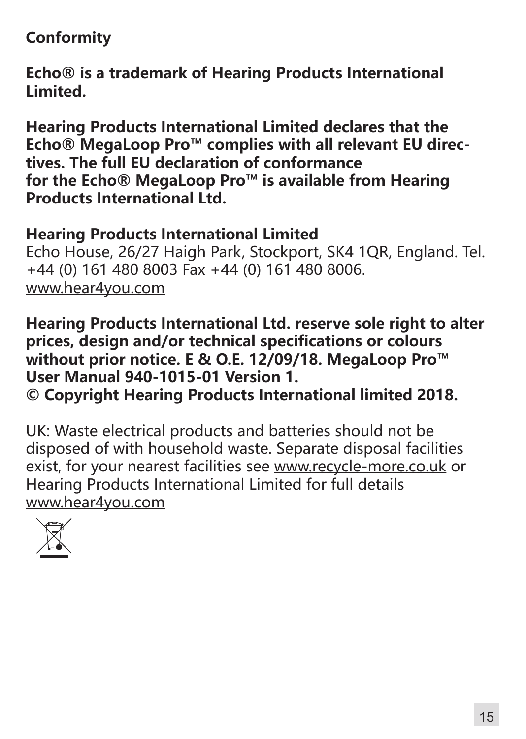## Conformity

**Echo® is a trademark of Hearing Products International Limited.**

**Hearing Products International Limited declares that the Echo® MegaLoop Pro™ complies with all relevant EU directives. The full EU declaration of conformance for the Echo® MegaLoop Pro™ is available from Hearing Products International Ltd.**

**Hearing Products International Limited**
Echo House, 26/27 Haigh Park, Stockport, SK4 1QR, England. Tel. +44 (0) 161 480 8003 Fax +44 (0) 161 480 8006.
www.hear4you.com

**Hearing Products International Ltd. reserve sole right to alter prices, design and/or technical specifications or colours without prior notice. E & O.E. 12/09/18. MegaLoop Pro™ User Manual 940-1015-01 Version 1.**
**© Copyright Hearing Products International limited 2018.**

UK: Waste electrical products and batteries should not be disposed of with household waste. Separate disposal facilities exist, for your nearest facilities see www.recycle-more.co.uk or Hearing Products International Limited for full details www.hear4you.com